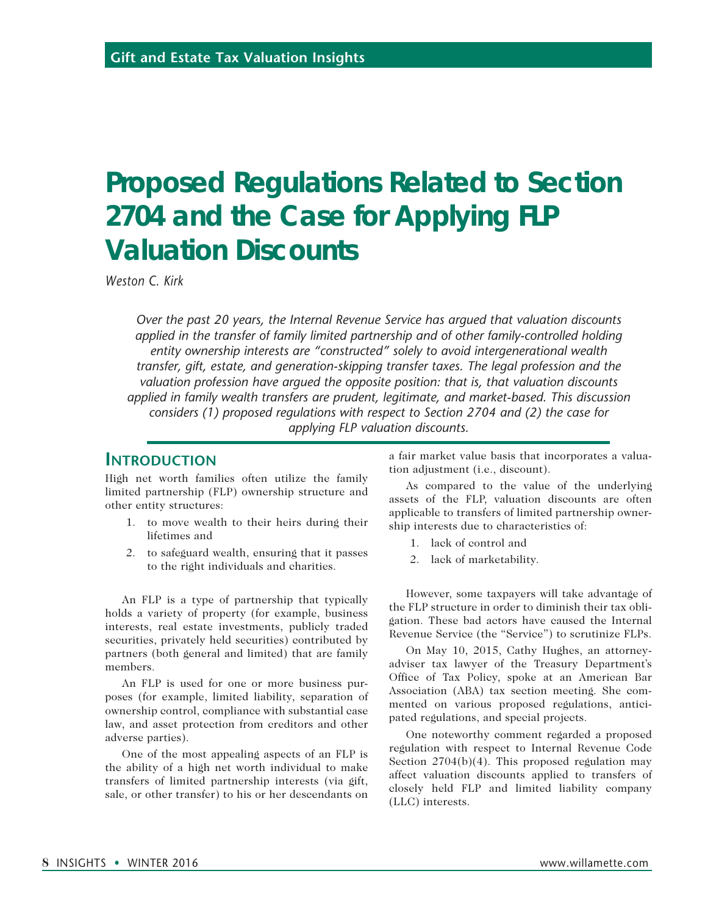# Proposed Regulations Related to Section 2704 and the Case for Applying FLP Valuation Discounts

*Weston C. Kirk*

*Over the past 20 years, the Internal Revenue Service has argued that valuation discounts applied in the transfer of family limited partnership and of other family-controlled holding entity ownership interests are "constructed" solely to avoid intergenerational wealth transfer, gift, estate, and generation-skipping transfer taxes. The legal profession and the valuation profession have argued the opposite position: that is, that valuation discounts applied in family wealth transfers are prudent, legitimate, and market-based. This discussion considers (1) proposed regulations with respect to Section 2704 and (2) the case for applying FLP valuation discounts.*

## Introduction

High net worth families often utilize the family limited partnership (FLP) ownership structure and other entity structures:

1. to move wealth to their heirs during their lifetimes and
2. to safeguard wealth, ensuring that it passes to the right individuals and charities.

An FLP is a type of partnership that typically holds a variety of property (for example, business interests, real estate investments, publicly traded securities, privately held securities) contributed by partners (both general and limited) that are family members.

An FLP is used for one or more business purposes (for example, limited liability, separation of ownership control, compliance with substantial case law, and asset protection from creditors and other adverse parties).

One of the most appealing aspects of an FLP is the ability of a high net worth individual to make transfers of limited partnership interests (via gift, sale, or other transfer) to his or her descendants on a fair market value basis that incorporates a valuation adjustment (i.e., discount).

As compared to the value of the underlying assets of the FLP, valuation discounts are often applicable to transfers of limited partnership ownership interests due to characteristics of:

1. lack of control and
2. lack of marketability.

However, some taxpayers will take advantage of the FLP structure in order to diminish their tax obligation. These bad actors have caused the Internal Revenue Service (the "Service") to scrutinize FLPs.

On May 10, 2015, Cathy Hughes, an attorney-adviser tax lawyer of the Treasury Department's Office of Tax Policy, spoke at an American Bar Association (ABA) tax section meeting. She commented on various proposed regulations, anticipated regulations, and special projects.

One noteworthy comment regarded a proposed regulation with respect to Internal Revenue Code Section 2704(b)(4). This proposed regulation may affect valuation discounts applied to transfers of closely held FLP and limited liability company (LLC) interests.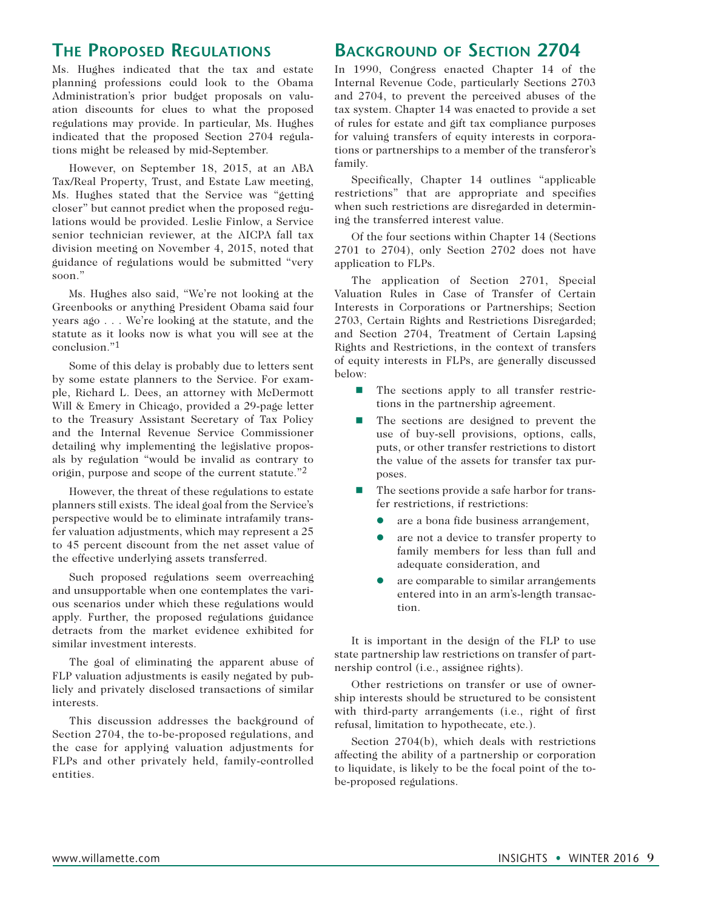## The Proposed Regulations

Ms. Hughes indicated that the tax and estate planning professions could look to the Obama Administration's prior budget proposals on valuation discounts for clues to what the proposed regulations may provide. In particular, Ms. Hughes indicated that the proposed Section 2704 regulations might be released by mid-September.

However, on September 18, 2015, at an ABA Tax/Real Property, Trust, and Estate Law meeting, Ms. Hughes stated that the Service was "getting closer" but cannot predict when the proposed regulations would be provided. Leslie Finlow, a Service senior technician reviewer, at the AICPA fall tax division meeting on November 4, 2015, noted that guidance of regulations would be submitted "very soon."

Ms. Hughes also said, "We're not looking at the Greenbooks or anything President Obama said four years ago . . . We're looking at the statute, and the statute as it looks now is what you will see at the conclusion."[1]

Some of this delay is probably due to letters sent by some estate planners to the Service. For example, Richard L. Dees, an attorney with McDermott Will & Emery in Chicago, provided a 29-page letter to the Treasury Assistant Secretary of Tax Policy and the Internal Revenue Service Commissioner detailing why implementing the legislative proposals by regulation "would be invalid as contrary to origin, purpose and scope of the current statute."[2]

However, the threat of these regulations to estate planners still exists. The ideal goal from the Service's perspective would be to eliminate intrafamily transfer valuation adjustments, which may represent a 25 to 45 percent discount from the net asset value of the effective underlying assets transferred.

Such proposed regulations seem overreaching and unsupportable when one contemplates the various scenarios under which these regulations would apply. Further, the proposed regulations guidance detracts from the market evidence exhibited for similar investment interests.

The goal of eliminating the apparent abuse of FLP valuation adjustments is easily negated by publicly and privately disclosed transactions of similar interests.

This discussion addresses the background of Section 2704, the to-be-proposed regulations, and the case for applying valuation adjustments for FLPs and other privately held, family-controlled entities.

## Background of Section 2704

In 1990, Congress enacted Chapter 14 of the Internal Revenue Code, particularly Sections 2703 and 2704, to prevent the perceived abuses of the tax system. Chapter 14 was enacted to provide a set of rules for estate and gift tax compliance purposes for valuing transfers of equity interests in corporations or partnerships to a member of the transferor's family.

Specifically, Chapter 14 outlines "applicable restrictions" that are appropriate and specifies when such restrictions are disregarded in determining the transferred interest value.

Of the four sections within Chapter 14 (Sections 2701 to 2704), only Section 2702 does not have application to FLPs.

The application of Section 2701, Special Valuation Rules in Case of Transfer of Certain Interests in Corporations or Partnerships; Section 2703, Certain Rights and Restrictions Disregarded; and Section 2704, Treatment of Certain Lapsing Rights and Restrictions, in the context of transfers of equity interests in FLPs, are generally discussed below:

- The sections apply to all transfer restrictions in the partnership agreement.
- The sections are designed to prevent the use of buy-sell provisions, options, calls, puts, or other transfer restrictions to distort the value of the assets for transfer tax purposes.
- The sections provide a safe harbor for transfer restrictions, if restrictions:
  - are a bona fide business arrangement,
  - are not a device to transfer property to family members for less than full and adequate consideration, and
  - are comparable to similar arrangements entered into in an arm's-length transaction.

It is important in the design of the FLP to use state partnership law restrictions on transfer of partnership control (i.e., assignee rights).

Other restrictions on transfer or use of ownership interests should be structured to be consistent with third-party arrangements (i.e., right of first refusal, limitation to hypothecate, etc.).

Section 2704(b), which deals with restrictions affecting the ability of a partnership or corporation to liquidate, is likely to be the focal point of the to-be-proposed regulations.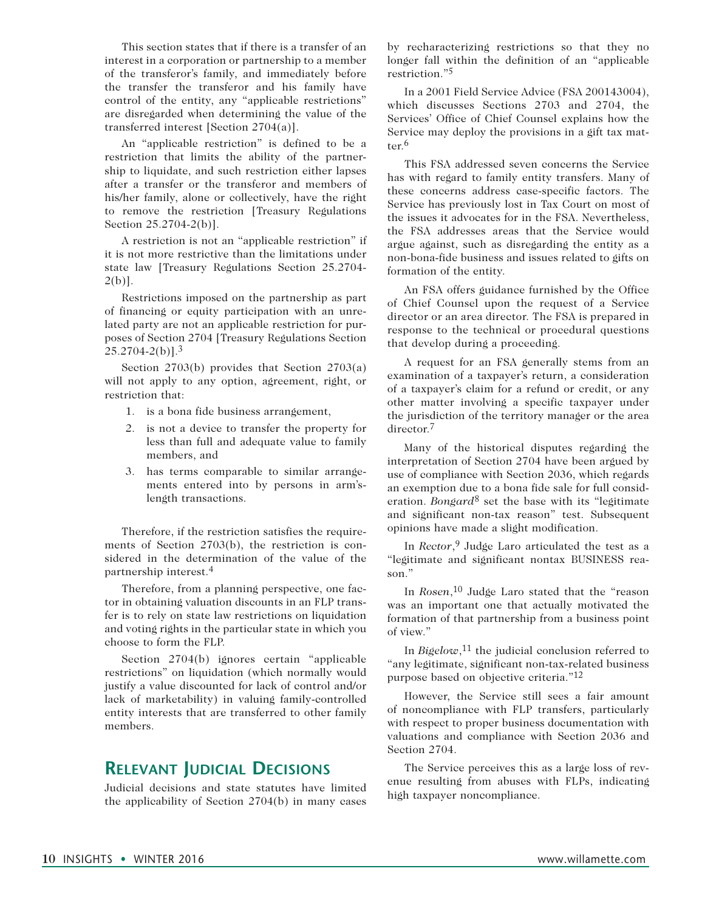This section states that if there is a transfer of an interest in a corporation or partnership to a member of the transferor's family, and immediately before the transfer the transferor and his family have control of the entity, any "applicable restrictions" are disregarded when determining the value of the transferred interest [Section 2704(a)].

An "applicable restriction" is defined to be a restriction that limits the ability of the partnership to liquidate, and such restriction either lapses after a transfer or the transferor and members of his/her family, alone or collectively, have the right to remove the restriction [Treasury Regulations Section 25.2704-2(b)].

A restriction is not an "applicable restriction" if it is not more restrictive than the limitations under state law [Treasury Regulations Section 25.2704-2(b)].

Restrictions imposed on the partnership as part of financing or equity participation with an unrelated party are not an applicable restriction for purposes of Section 2704 [Treasury Regulations Section 25.2704-2(b)].[3]

Section 2703(b) provides that Section 2703(a) will not apply to any option, agreement, right, or restriction that:

1. is a bona fide business arrangement,
2. is not a device to transfer the property for less than full and adequate value to family members, and
3. has terms comparable to similar arrangements entered into by persons in arm's-length transactions.

Therefore, if the restriction satisfies the requirements of Section 2703(b), the restriction is considered in the determination of the value of the partnership interest.[4]

Therefore, from a planning perspective, one factor in obtaining valuation discounts in an FLP transfer is to rely on state law restrictions on liquidation and voting rights in the particular state in which you choose to form the FLP.

Section 2704(b) ignores certain "applicable restrictions" on liquidation (which normally would justify a value discounted for lack of control and/or lack of marketability) in valuing family-controlled entity interests that are transferred to other family members.

## Relevant Judicial Decisions

Judicial decisions and state statutes have limited the applicability of Section 2704(b) in many cases by recharacterizing restrictions so that they no longer fall within the definition of an "applicable restriction."[5]

In a 2001 Field Service Advice (FSA 200143004), which discusses Sections 2703 and 2704, the Services' Office of Chief Counsel explains how the Service may deploy the provisions in a gift tax matter.[6]

This FSA addressed seven concerns the Service has with regard to family entity transfers. Many of these concerns address case-specific factors. The Service has previously lost in Tax Court on most of the issues it advocates for in the FSA. Nevertheless, the FSA addresses areas that the Service would argue against, such as disregarding the entity as a non-bona-fide business and issues related to gifts on formation of the entity.

An FSA offers guidance furnished by the Office of Chief Counsel upon the request of a Service director or an area director. The FSA is prepared in response to the technical or procedural questions that develop during a proceeding.

A request for an FSA generally stems from an examination of a taxpayer's return, a consideration of a taxpayer's claim for a refund or credit, or any other matter involving a specific taxpayer under the jurisdiction of the territory manager or the area director.[7]

Many of the historical disputes regarding the interpretation of Section 2704 have been argued by use of compliance with Section 2036, which regards an exemption due to a bona fide sale for full consideration. *Bongard*[8] set the base with its "legitimate and significant non-tax reason" test. Subsequent opinions have made a slight modification.

In *Rector*,[9] Judge Laro articulated the test as a "legitimate and significant nontax BUSINESS reason."

In *Rosen*,[10] Judge Laro stated that the "reason was an important one that actually motivated the formation of that partnership from a business point of view."

In *Bigelow*,[11] the judicial conclusion referred to "any legitimate, significant non-tax-related business purpose based on objective criteria."[12]

However, the Service still sees a fair amount of noncompliance with FLP transfers, particularly with respect to proper business documentation with valuations and compliance with Section 2036 and Section 2704.

The Service perceives this as a large loss of revenue resulting from abuses with FLPs, indicating high taxpayer noncompliance.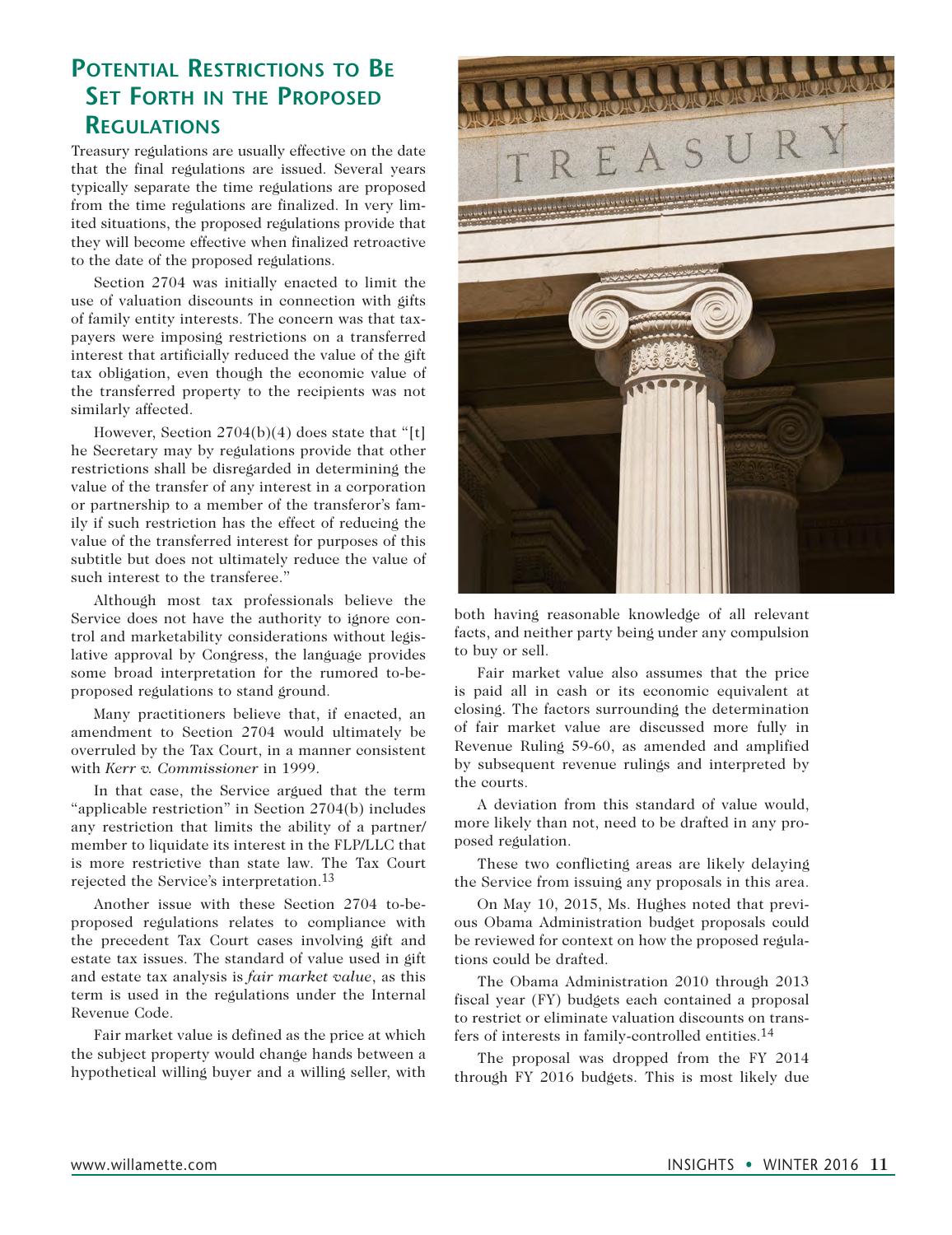## Potential Restrictions to Be Set Forth in the Proposed Regulations

Treasury regulations are usually effective on the date that the final regulations are issued. Several years typically separate the time regulations are proposed from the time regulations are finalized. In very limited situations, the proposed regulations provide that they will become effective when finalized retroactive to the date of the proposed regulations.

Section 2704 was initially enacted to limit the use of valuation discounts in connection with gifts of family entity interests. The concern was that taxpayers were imposing restrictions on a transferred interest that artificially reduced the value of the gift tax obligation, even though the economic value of the transferred property to the recipients was not similarly affected.

However, Section 2704(b)(4) does state that "[t]he Secretary may by regulations provide that other restrictions shall be disregarded in determining the value of the transfer of any interest in a corporation or partnership to a member of the transferor's family if such restriction has the effect of reducing the value of the transferred interest for purposes of this subtitle but does not ultimately reduce the value of such interest to the transferee."

Although most tax professionals believe the Service does not have the authority to ignore control and marketability considerations without legislative approval by Congress, the language provides some broad interpretation for the rumored to-be-proposed regulations to stand ground.

Many practitioners believe that, if enacted, an amendment to Section 2704 would ultimately be overruled by the Tax Court, in a manner consistent with *Kerr v. Commissioner* in 1999.

In that case, the Service argued that the term "applicable restriction" in Section 2704(b) includes any restriction that limits the ability of a partner/member to liquidate its interest in the FLP/LLC that is more restrictive than state law. The Tax Court rejected the Service's interpretation.[13]

Another issue with these Section 2704 to-be-proposed regulations relates to compliance with the precedent Tax Court cases involving gift and estate tax issues. The standard of value used in gift and estate tax analysis is *fair market value*, as this term is used in the regulations under the Internal Revenue Code.

Fair market value is defined as the price at which the subject property would change hands between a hypothetical willing buyer and a willing seller, with both having reasonable knowledge of all relevant facts, and neither party being under any compulsion to buy or sell.

Fair market value also assumes that the price is paid all in cash or its economic equivalent at closing. The factors surrounding the determination of fair market value are discussed more fully in Revenue Ruling 59-60, as amended and amplified by subsequent revenue rulings and interpreted by the courts.

A deviation from this standard of value would, more likely than not, need to be drafted in any proposed regulation.

These two conflicting areas are likely delaying the Service from issuing any proposals in this area.

On May 10, 2015, Ms. Hughes noted that previous Obama Administration budget proposals could be reviewed for context on how the proposed regulations could be drafted.

The Obama Administration 2010 through 2013 fiscal year (FY) budgets each contained a proposal to restrict or eliminate valuation discounts on transfers of interests in family-controlled entities.[14]

The proposal was dropped from the FY 2014 through FY 2016 budgets. This is most likely due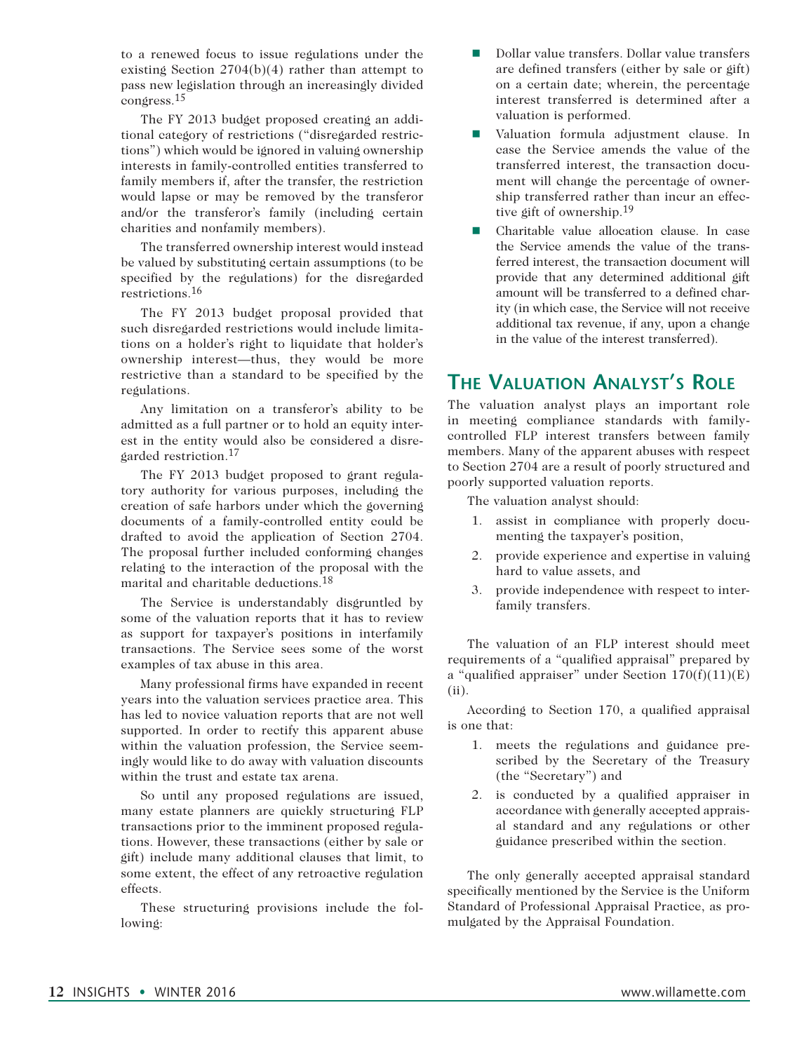to a renewed focus to issue regulations under the existing Section 2704(b)(4) rather than attempt to pass new legislation through an increasingly divided congress.[15]

The FY 2013 budget proposed creating an additional category of restrictions ("disregarded restrictions") which would be ignored in valuing ownership interests in family-controlled entities transferred to family members if, after the transfer, the restriction would lapse or may be removed by the transferor and/or the transferor's family (including certain charities and nonfamily members).

The transferred ownership interest would instead be valued by substituting certain assumptions (to be specified by the regulations) for the disregarded restrictions.[16]

The FY 2013 budget proposal provided that such disregarded restrictions would include limitations on a holder's right to liquidate that holder's ownership interest—thus, they would be more restrictive than a standard to be specified by the regulations.

Any limitation on a transferor's ability to be admitted as a full partner or to hold an equity interest in the entity would also be considered a disregarded restriction.[17]

The FY 2013 budget proposed to grant regulatory authority for various purposes, including the creation of safe harbors under which the governing documents of a family-controlled entity could be drafted to avoid the application of Section 2704. The proposal further included conforming changes relating to the interaction of the proposal with the marital and charitable deductions.[18]

The Service is understandably disgruntled by some of the valuation reports that it has to review as support for taxpayer's positions in interfamily transactions. The Service sees some of the worst examples of tax abuse in this area.

Many professional firms have expanded in recent years into the valuation services practice area. This has led to novice valuation reports that are not well supported. In order to rectify this apparent abuse within the valuation profession, the Service seemingly would like to do away with valuation discounts within the trust and estate tax arena.

So until any proposed regulations are issued, many estate planners are quickly structuring FLP transactions prior to the imminent proposed regulations. However, these transactions (either by sale or gift) include many additional clauses that limit, to some extent, the effect of any retroactive regulation effects.

These structuring provisions include the following:

- Dollar value transfers. Dollar value transfers are defined transfers (either by sale or gift) on a certain date; wherein, the percentage interest transferred is determined after a valuation is performed.
- Valuation formula adjustment clause. In case the Service amends the value of the transferred interest, the transaction document will change the percentage of ownership transferred rather than incur an effective gift of ownership.[19]
- Charitable value allocation clause. In case the Service amends the value of the transferred interest, the transaction document will provide that any determined additional gift amount will be transferred to a defined charity (in which case, the Service will not receive additional tax revenue, if any, upon a change in the value of the interest transferred).

## The Valuation Analyst's Role

The valuation analyst plays an important role in meeting compliance standards with family-controlled FLP interest transfers between family members. Many of the apparent abuses with respect to Section 2704 are a result of poorly structured and poorly supported valuation reports.

The valuation analyst should:

1. assist in compliance with properly documenting the taxpayer's position,
2. provide experience and expertise in valuing hard to value assets, and
3. provide independence with respect to interfamily transfers.

The valuation of an FLP interest should meet requirements of a "qualified appraisal" prepared by a "qualified appraiser" under Section 170(f)(11)(E)(ii).

According to Section 170, a qualified appraisal is one that:

1. meets the regulations and guidance prescribed by the Secretary of the Treasury (the "Secretary") and
2. is conducted by a qualified appraiser in accordance with generally accepted appraisal standard and any regulations or other guidance prescribed within the section.

The only generally accepted appraisal standard specifically mentioned by the Service is the Uniform Standard of Professional Appraisal Practice, as promulgated by the Appraisal Foundation.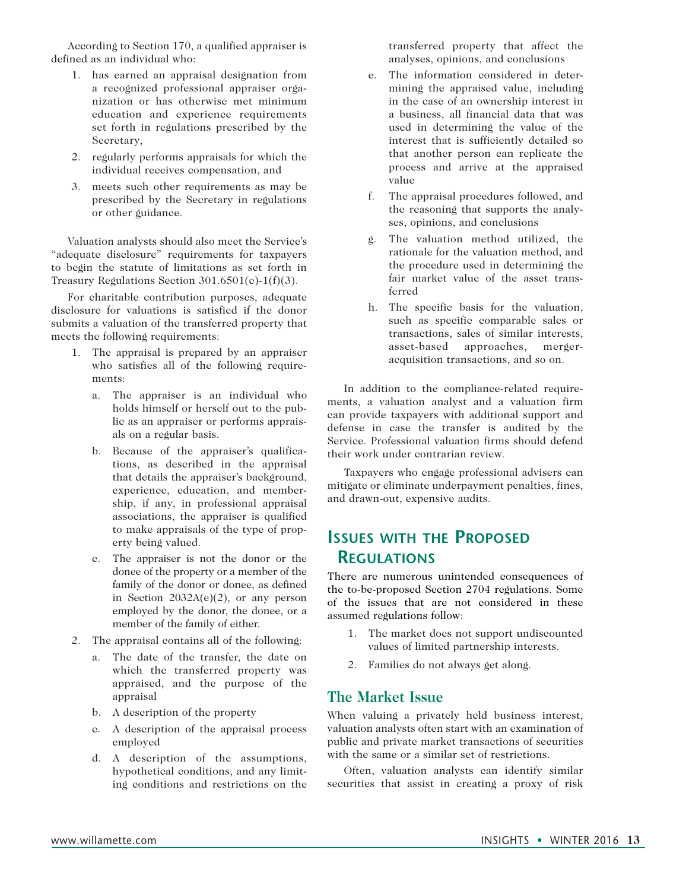According to Section 170, a qualified appraiser is defined as an individual who:

1. has earned an appraisal designation from a recognized professional appraiser organization or has otherwise met minimum education and experience requirements set forth in regulations prescribed by the Secretary,
2. regularly performs appraisals for which the individual receives compensation, and
3. meets such other requirements as may be prescribed by the Secretary in regulations or other guidance.

Valuation analysts should also meet the Service's "adequate disclosure" requirements for taxpayers to begin the statute of limitations as set forth in Treasury Regulations Section 301.6501(c)-1(f)(3).

For charitable contribution purposes, adequate disclosure for valuations is satisfied if the donor submits a valuation of the transferred property that meets the following requirements:

1. The appraisal is prepared by an appraiser who satisfies all of the following requirements:
   a. The appraiser is an individual who holds himself or herself out to the public as an appraiser or performs appraisals on a regular basis.
   b. Because of the appraiser's qualifications, as described in the appraisal that details the appraiser's background, experience, education, and membership, if any, in professional appraisal associations, the appraiser is qualified to make appraisals of the type of property being valued.
   c. The appraiser is not the donor or the donee of the property or a member of the family of the donor or donee, as defined in Section 2032A(e)(2), or any person employed by the donor, the donee, or a member of the family of either.
2. The appraisal contains all of the following:
   a. The date of the transfer, the date on which the transferred property was appraised, and the purpose of the appraisal
   b. A description of the property
   c. A description of the appraisal process employed
   d. A description of the assumptions, hypothetical conditions, and any limiting conditions and restrictions on the transferred property that affect the analyses, opinions, and conclusions
   e. The information considered in determining the appraised value, including in the case of an ownership interest in a business, all financial data that was used in determining the value of the interest that is sufficiently detailed so that another person can replicate the process and arrive at the appraised value
   f. The appraisal procedures followed, and the reasoning that supports the analyses, opinions, and conclusions
   g. The valuation method utilized, the rationale for the valuation method, and the procedure used in determining the fair market value of the asset transferred
   h. The specific basis for the valuation, such as specific comparable sales or transactions, sales of similar interests, asset-based approaches, merger-acquisition transactions, and so on.

In addition to the compliance-related requirements, a valuation analyst and a valuation firm can provide taxpayers with additional support and defense in case the transfer is audited by the Service. Professional valuation firms should defend their work under contrarian review.

Taxpayers who engage professional advisers can mitigate or eliminate underpayment penalties, fines, and drawn-out, expensive audits.

## Issues with the Proposed Regulations

There are numerous unintended consequences of the to-be-proposed Section 2704 regulations. Some of the issues that are not considered in these assumed regulations follow:

1. The market does not support undiscounted values of limited partnership interests.
2. Families do not always get along.

### The Market Issue

When valuing a privately held business interest, valuation analysts often start with an examination of public and private market transactions of securities with the same or a similar set of restrictions.

Often, valuation analysts can identify similar securities that assist in creating a proxy of risk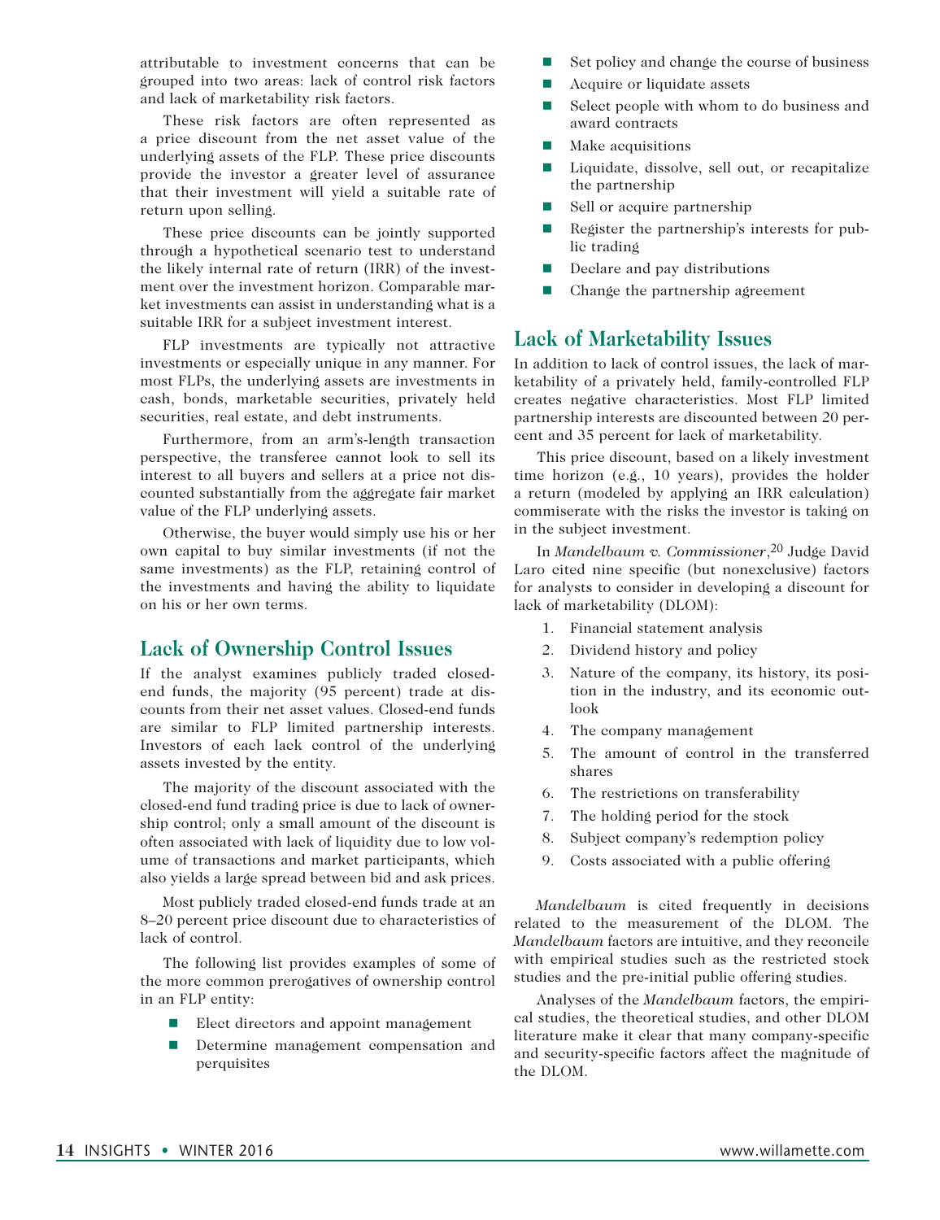attributable to investment concerns that can be grouped into two areas: lack of control risk factors and lack of marketability risk factors.

These risk factors are often represented as a price discount from the net asset value of the underlying assets of the FLP. These price discounts provide the investor a greater level of assurance that their investment will yield a suitable rate of return upon selling.

These price discounts can be jointly supported through a hypothetical scenario test to understand the likely internal rate of return (IRR) of the investment over the investment horizon. Comparable market investments can assist in understanding what is a suitable IRR for a subject investment interest.

FLP investments are typically not attractive investments or especially unique in any manner. For most FLPs, the underlying assets are investments in cash, bonds, marketable securities, privately held securities, real estate, and debt instruments.

Furthermore, from an arm's-length transaction perspective, the transferee cannot look to sell its interest to all buyers and sellers at a price not discounted substantially from the aggregate fair market value of the FLP underlying assets.

Otherwise, the buyer would simply use his or her own capital to buy similar investments (if not the same investments) as the FLP, retaining control of the investments and having the ability to liquidate on his or her own terms.

## Lack of Ownership Control Issues

If the analyst examines publicly traded closed-end funds, the majority (95 percent) trade at discounts from their net asset values. Closed-end funds are similar to FLP limited partnership interests. Investors of each lack control of the underlying assets invested by the entity.

The majority of the discount associated with the closed-end fund trading price is due to lack of ownership control; only a small amount of the discount is often associated with lack of liquidity due to low volume of transactions and market participants, which also yields a large spread between bid and ask prices.

Most publicly traded closed-end funds trade at an 8–20 percent price discount due to characteristics of lack of control.

The following list provides examples of some of the more common prerogatives of ownership control in an FLP entity:

- Elect directors and appoint management
- Determine management compensation and perquisites
- Set policy and change the course of business
- Acquire or liquidate assets
- Select people with whom to do business and award contracts
- Make acquisitions
- Liquidate, dissolve, sell out, or recapitalize the partnership
- Sell or acquire partnership
- Register the partnership's interests for public trading
- Declare and pay distributions
- Change the partnership agreement

## Lack of Marketability Issues

In addition to lack of control issues, the lack of marketability of a privately held, family-controlled FLP creates negative characteristics. Most FLP limited partnership interests are discounted between 20 percent and 35 percent for lack of marketability.

This price discount, based on a likely investment time horizon (e.g., 10 years), provides the holder a return (modeled by applying an IRR calculation) commiserate with the risks the investor is taking on in the subject investment.

In *Mandelbaum v. Commissioner*,[20] Judge David Laro cited nine specific (but nonexclusive) factors for analysts to consider in developing a discount for lack of marketability (DLOM):

1. Financial statement analysis
2. Dividend history and policy
3. Nature of the company, its history, its position in the industry, and its economic outlook
4. The company management
5. The amount of control in the transferred shares
6. The restrictions on transferability
7. The holding period for the stock
8. Subject company's redemption policy
9. Costs associated with a public offering

*Mandelbaum* is cited frequently in decisions related to the measurement of the DLOM. The *Mandelbaum* factors are intuitive, and they reconcile with empirical studies such as the restricted stock studies and the pre-initial public offering studies.

Analyses of the *Mandelbaum* factors, the empirical studies, the theoretical studies, and other DLOM literature make it clear that many company-specific and security-specific factors affect the magnitude of the DLOM.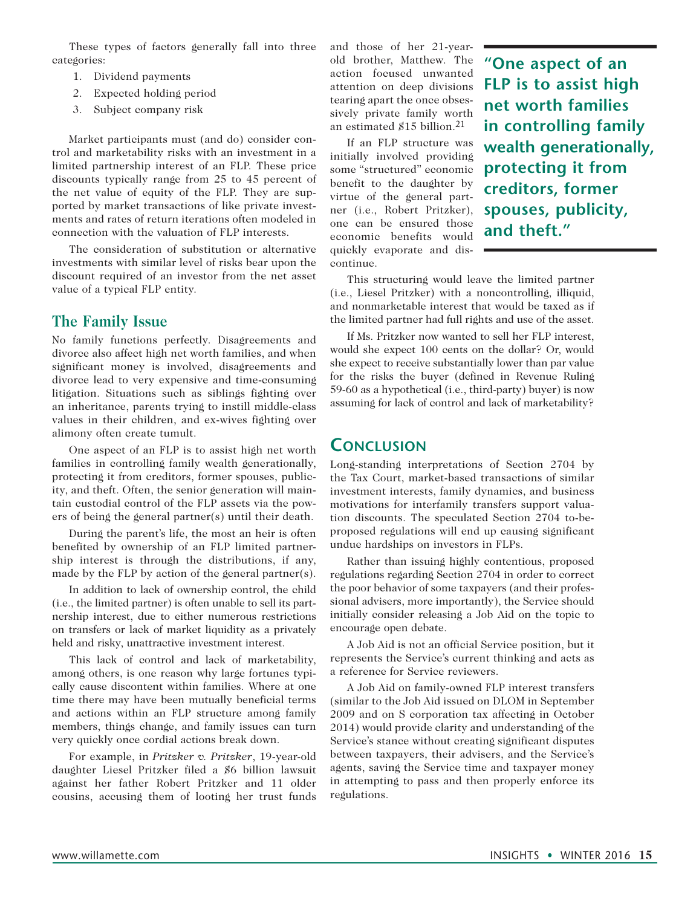These types of factors generally fall into three categories:

1. Dividend payments
2. Expected holding period
3. Subject company risk

Market participants must (and do) consider control and marketability risks with an investment in a limited partnership interest of an FLP. These price discounts typically range from 25 to 45 percent of the net value of equity of the FLP. They are supported by market transactions of like private investments and rates of return iterations often modeled in connection with the valuation of FLP interests.

The consideration of substitution or alternative investments with similar level of risks bear upon the discount required of an investor from the net asset value of a typical FLP entity.

### The Family Issue

No family functions perfectly. Disagreements and divorce also affect high net worth families, and when significant money is involved, disagreements and divorce lead to very expensive and time-consuming litigation. Situations such as siblings fighting over an inheritance, parents trying to instill middle-class values in their children, and ex-wives fighting over alimony often create tumult.

One aspect of an FLP is to assist high net worth families in controlling family wealth generationally, protecting it from creditors, former spouses, publicity, and theft. Often, the senior generation will maintain custodial control of the FLP assets via the powers of being the general partner(s) until their death.

During the parent's life, the most an heir is often benefited by ownership of an FLP limited partnership interest is through the distributions, if any, made by the FLP by action of the general partner(s).

In addition to lack of ownership control, the child (i.e., the limited partner) is often unable to sell its partnership interest, due to either numerous restrictions on transfers or lack of market liquidity as a privately held and risky, unattractive investment interest.

This lack of control and lack of marketability, among others, is one reason why large fortunes typically cause discontent within families. Where at one time there may have been mutually beneficial terms and actions within an FLP structure among family members, things change, and family issues can turn very quickly once cordial actions break down.

For example, in *Pritzker v. Pritzker*, 19-year-old daughter Liesel Pritzker filed a $6 billion lawsuit against her father Robert Pritzker and 11 older cousins, accusing them of looting her trust funds and those of her 21-year-old brother, Matthew. The action focused unwanted attention on deep divisions tearing apart the once obsessively private family worth an estimated $15 billion.[21]

If an FLP structure was initially involved providing some "structured" economic benefit to the daughter by virtue of the general partner (i.e., Robert Pritzker), one can be ensured those economic benefits would quickly evaporate and discontinue.

**"One aspect of an FLP is to assist high net worth families in controlling family wealth generationally, protecting it from creditors, former spouses, publicity, and theft."**

This structuring would leave the limited partner (i.e., Liesel Pritzker) with a noncontrolling, illiquid, and nonmarketable interest that would be taxed as if the limited partner had full rights and use of the asset.

If Ms. Pritzker now wanted to sell her FLP interest, would she expect 100 cents on the dollar? Or, would she expect to receive substantially lower than par value for the risks the buyer (defined in Revenue Ruling 59-60 as a hypothetical (i.e., third-party) buyer) is now assuming for lack of control and lack of marketability?

## Conclusion

Long-standing interpretations of Section 2704 by the Tax Court, market-based transactions of similar investment interests, family dynamics, and business motivations for interfamily transfers support valuation discounts. The speculated Section 2704 to-be-proposed regulations will end up causing significant undue hardships on investors in FLPs.

Rather than issuing highly contentious, proposed regulations regarding Section 2704 in order to correct the poor behavior of some taxpayers (and their professional advisers, more importantly), the Service should initially consider releasing a Job Aid on the topic to encourage open debate.

A Job Aid is not an official Service position, but it represents the Service's current thinking and acts as a reference for Service reviewers.

A Job Aid on family-owned FLP interest transfers (similar to the Job Aid issued on DLOM in September 2009 and on S corporation tax affecting in October 2014) would provide clarity and understanding of the Service's stance without creating significant disputes between taxpayers, their advisers, and the Service's agents, saving the Service time and taxpayer money in attempting to pass and then properly enforce its regulations.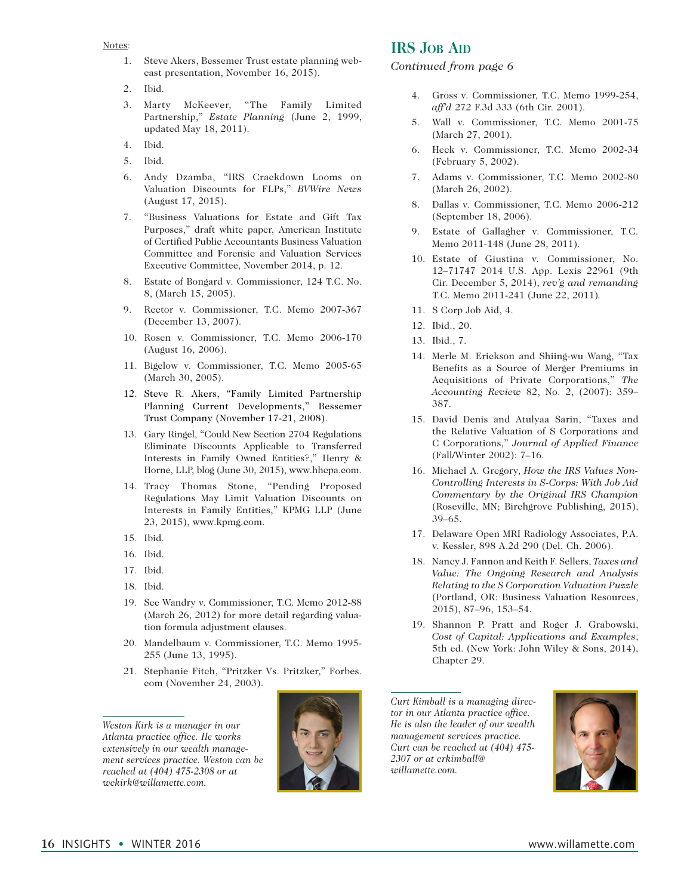Notes:

1. Steve Akers, Bessemer Trust estate planning webcast presentation, November 16, 2015).
2. Ibid.
3. Marty McKeever, "The Family Limited Partnership," *Estate Planning* (June 2, 1999, updated May 18, 2011).
4. Ibid.
5. Ibid.
6. Andy Dzamba, "IRS Crackdown Looms on Valuation Discounts for FLPs," *BVWire News* (August 17, 2015).
7. "Business Valuations for Estate and Gift Tax Purposes," draft white paper, American Institute of Certified Public Accountants Business Valuation Committee and Forensic and Valuation Services Executive Committee, November 2014, p. 12.
8. Estate of Bongard v. Commissioner, 124 T.C. No. 8, (March 15, 2005).
9. Rector v. Commissioner, T.C. Memo 2007-367 (December 13, 2007).
10. Rosen v. Commissioner, T.C. Memo 2006-170 (August 16, 2006).
11. Bigelow v. Commissioner, T.C. Memo 2005-65 (March 30, 2005).
12. Steve R. Akers, "Family Limited Partnership Planning Current Developments," Bessemer Trust Company (November 17-21, 2008).
13. Gary Ringel, "Could New Section 2704 Regulations Eliminate Discounts Applicable to Transferred Interests in Family Owned Entities?," Henry & Horne, LLP, blog (June 30, 2015), www.hhcpa.com.
14. Tracy Thomas Stone, "Pending Proposed Regulations May Limit Valuation Discounts on Interests in Family Entities," KPMG LLP (June 23, 2015), www.kpmg.com.
15. Ibid.
16. Ibid.
17. Ibid.
18. Ibid.
19. See Wandry v. Commissioner, T.C. Memo 2012-88 (March 26, 2012) for more detail regarding valuation formula adjustment clauses.
20. Mandelbaum v. Commissioner, T.C. Memo 1995-255 (June 13, 1995).
21. Stephanie Fitch, "Pritzker Vs. Pritzker," Forbes.com (November 24, 2003).

*Weston Kirk is a manager in our Atlanta practice office. He works extensively in our wealth management services practice. Weston can be reached at (404) 475-2308 or at wckirk@willamette.com.*

## IRS Job Aid

*Continued from page 6*

4. Gross v. Commissioner, T.C. Memo 1999-254, *aff'd* 272 F.3d 333 (6th Cir. 2001).
5. Wall v. Commissioner, T.C. Memo 2001-75 (March 27, 2001).
6. Heck v. Commissioner, T.C. Memo 2002-34 (February 5, 2002).
7. Adams v. Commissioner, T.C. Memo 2002-80 (March 26, 2002).
8. Dallas v. Commissioner, T.C. Memo 2006-212 (September 18, 2006).
9. Estate of Gallagher v. Commissioner, T.C. Memo 2011-148 (June 28, 2011).
10. Estate of Giustina v. Commissioner, No. 12–71747 2014 U.S. App. Lexis 22961 (9th Cir. December 5, 2014), *rev'g and remanding* T.C. Memo 2011-241 (June 22, 2011).
11. S Corp Job Aid, 4.
12. Ibid., 20.
13. Ibid., 7.
14. Merle M. Erickson and Shiing-wu Wang, "Tax Benefits as a Source of Merger Premiums in Acquisitions of Private Corporations," *The Accounting Review* 82, No. 2, (2007): 359–387.
15. David Denis and Atulyaa Sarin, "Taxes and the Relative Valuation of S Corporations and C Corporations," *Journal of Applied Finance* (Fall/Winter 2002): 7–16.
16. Michael A. Gregory, *How the IRS Values Non-Controlling Interests in S-Corps: With Job Aid Commentary by the Original IRS Champion* (Roseville, MN; Birchgrove Publishing, 2015), 39–65.
17. Delaware Open MRI Radiology Associates, P.A. v. Kessler, 898 A.2d 290 (Del. Ch. 2006).
18. Nancy J. Fannon and Keith F. Sellers, *Taxes and Value: The Ongoing Research and Analysis Relating to the S Corporation Valuation Puzzle* (Portland, OR: Business Valuation Resources, 2015), 87–96, 153–54.
19. Shannon P. Pratt and Roger J. Grabowski, *Cost of Capital: Applications and Examples*, 5th ed. (New York: John Wiley & Sons, 2014), Chapter 29.

*Curt Kimball is a managing director in our Atlanta practice office. He is also the leader of our wealth management services practice. Curt can be reached at (404) 475-2307 or at crkimball@willamette.com.*